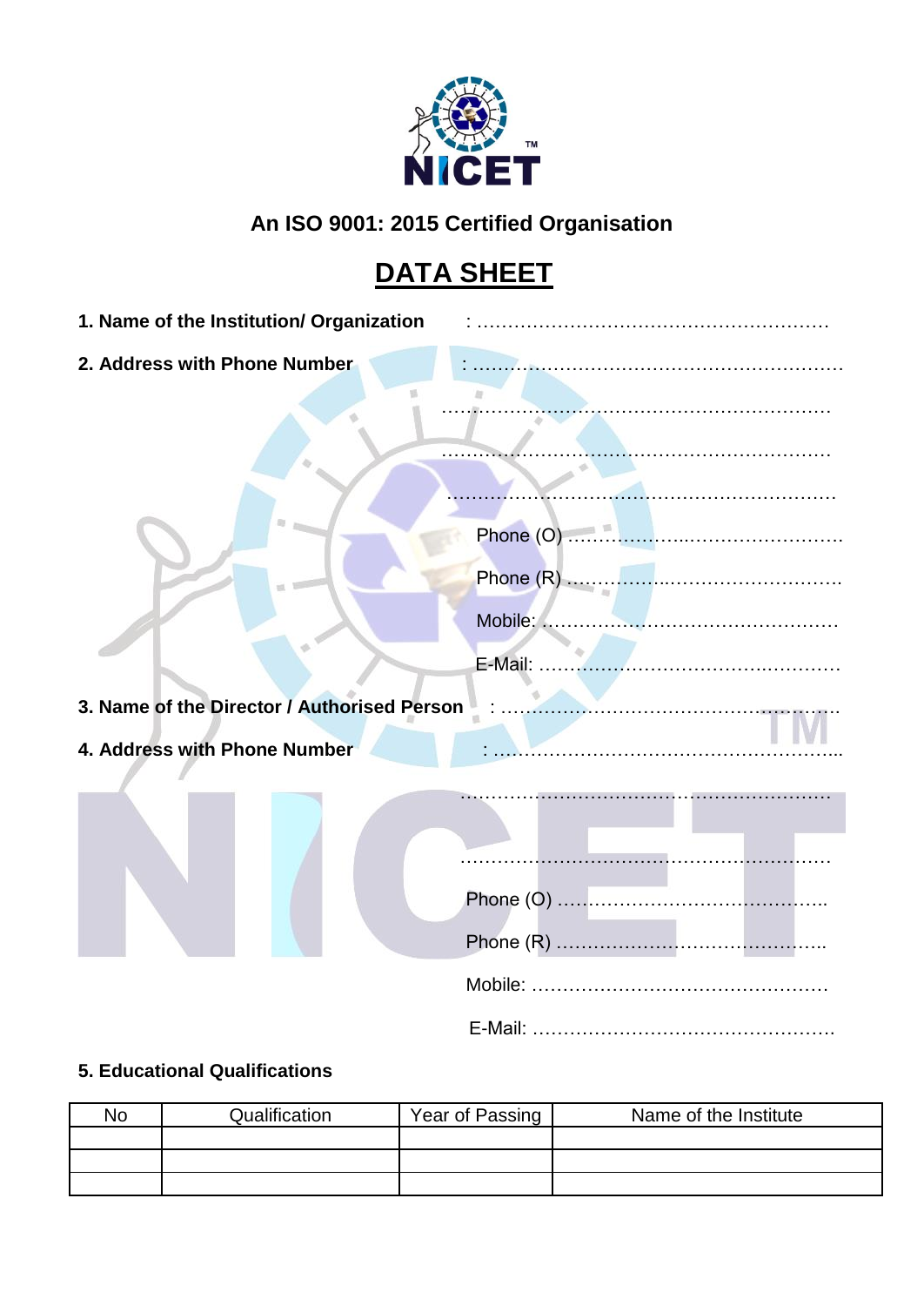NICET

**An ISO 9001: 2015 Certified Organisation**

# DATA SHEET

**1. Name of the Institution/ Organization** : …………………………………………………

**2. Address with Phone Number** : ……………………………………………………

……………………………………………………

……………………………………………………

……………………………………………………

Phone (O) …………………………………………

Phone (R) …………………………………………

Mobile: ……………………………………………

E-Mail: ……………………………………………

**3. Name of the Director / Authorised Person** : ………………………………………………

**4. Address with Phone Number** : ………………………………………………

……………………………………………………

……………………………………………………

Phone (O) ……………………………………..

Phone (R) ……………………………………..

Mobile: …………………………………………

E-Mail: …………………………………………

**5. Educational Qualifications**

| No | Qualification | Year of Passing | Name of the Institute |
|---|---|---|---|
| | | | |
| | | | |
| | | | |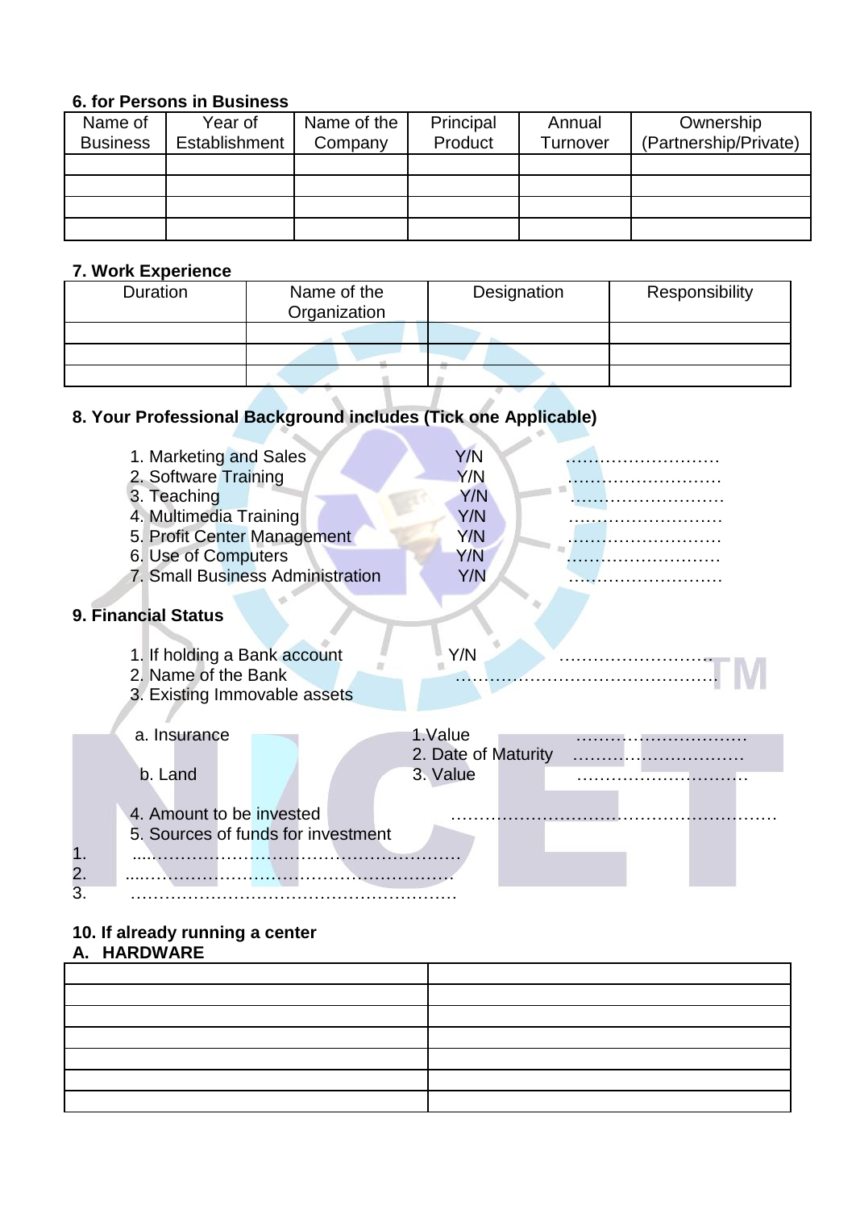**6. for Persons in Business**

| Name of Business | Year of Establishment | Name of the Company | Principal Product | Annual Turnover | Ownership (Partnership/Private) |
|---|---|---|---|---|---|
| | | | | | |
| | | | | | |
| | | | | | |
| | | | | | |

**7. Work Experience**

| Duration | Name of the Organization | Designation | Responsibility |
|---|---|---|---|
| | | | |
| | | | |
| | | | |

**8. Your Professional Background includes (Tick one Applicable)**

1. Marketing and Sales Y/N ………………………
2. Software Training Y/N ………………………
3. Teaching Y/N ………………………
4. Multimedia Training Y/N ………………………
5. Profit Center Management Y/N ………………………
6. Use of Computers Y/N ………………………
7. Small Business Administration Y/N ………………………

**9. Financial Status**

1. If holding a Bank account Y/N ………………………
2. Name of the Bank ………………………………………
3. Existing Immovable assets

a. Insurance 1.Value …………………………
2. Date of Maturity …………………………

b. Land 3. Value …………………………

4. Amount to be invested ………………………………………………
5. Sources of funds for investment

1. …………………………………………………
2. …………………………………………………
3. …………………………………………………

**10. If already running a center**

**A. HARDWARE**

| | |
|---|---|
| | |
| | |
| | |
| | |
| | |
| | |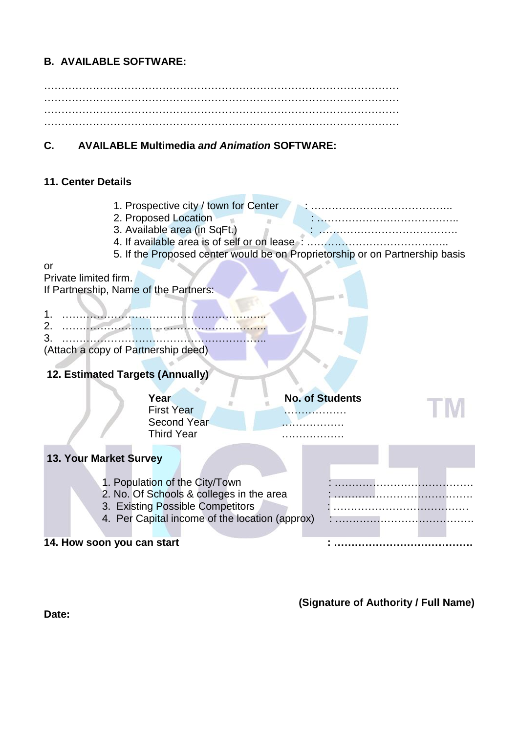**B. AVAILABLE SOFTWARE:**

…………………………………………………………………………………………
…………………………………………………………………………………………
…………………………………………………………………………………………
…………………………………………………………………………………………

**C. AVAILABLE Multimedia *and Animation* SOFTWARE:**

**11. Center Details**

1. Prospective city / town for Center : …………………………………..
2. Proposed Location : …………………………………..
3. Available area (in SqFt.) : ………………………………….
4. If available area is of self or on lease : …………………………………..
5. If the Proposed center would be on Proprietorship or on Partnership basis

or

Private limited firm.

If Partnership, Name of the Partners:

1. …………………………………………………..
2. …………………………………………………..
3. …………………………………………………..

(Attach a copy of Partnership deed)

**12. Estimated Targets (Annually)**

| **Year** | **No. of Students** |
|---|---|
| First Year | ……………… |
| Second Year | ……………… |
| Third Year | ……………… |

**13. Your Market Survey**

1. Population of the City/Town : …………………………………
2. No. Of Schools & colleges in the area : …………………………………
3. Existing Possible Competitors : …………………………………
4. Per Capital income of the location (approx) : …………………………………

**14. How soon you can start : …………………………………**

**(Signature of Authority / Full Name)**

**Date:**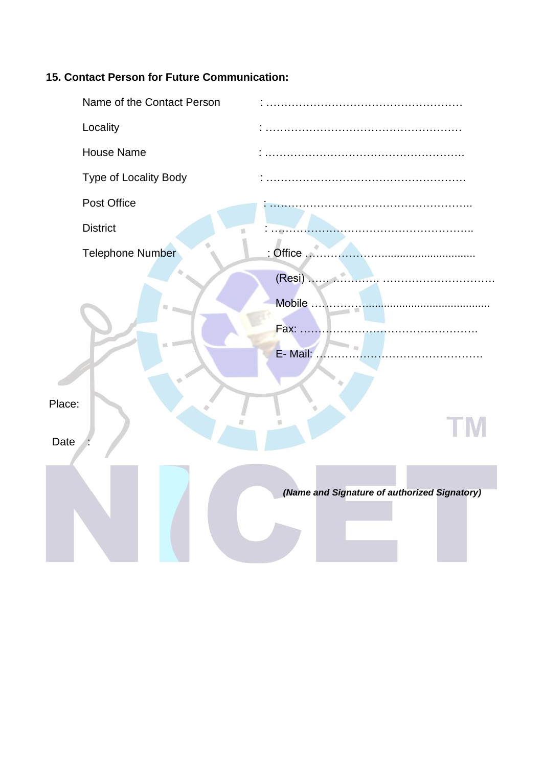**15. Contact Person for Future Communication:**

Name of the Contact Person : ………………………………………………

Locality : ………………………………………………

House Name : ……………………………………………….

Type of Locality Body : ……………………………………………….

Post Office : ………………………………………………..

District : ………………………………………………..

Telephone Number : Office ……………….............................

(Resi) ………………. …………………………

Mobile …………...............................................

Fax: ………………………………………….

E- Mail: ……………………………………….

Place:

Date :

***(Name and Signature of authorized Signatory)***